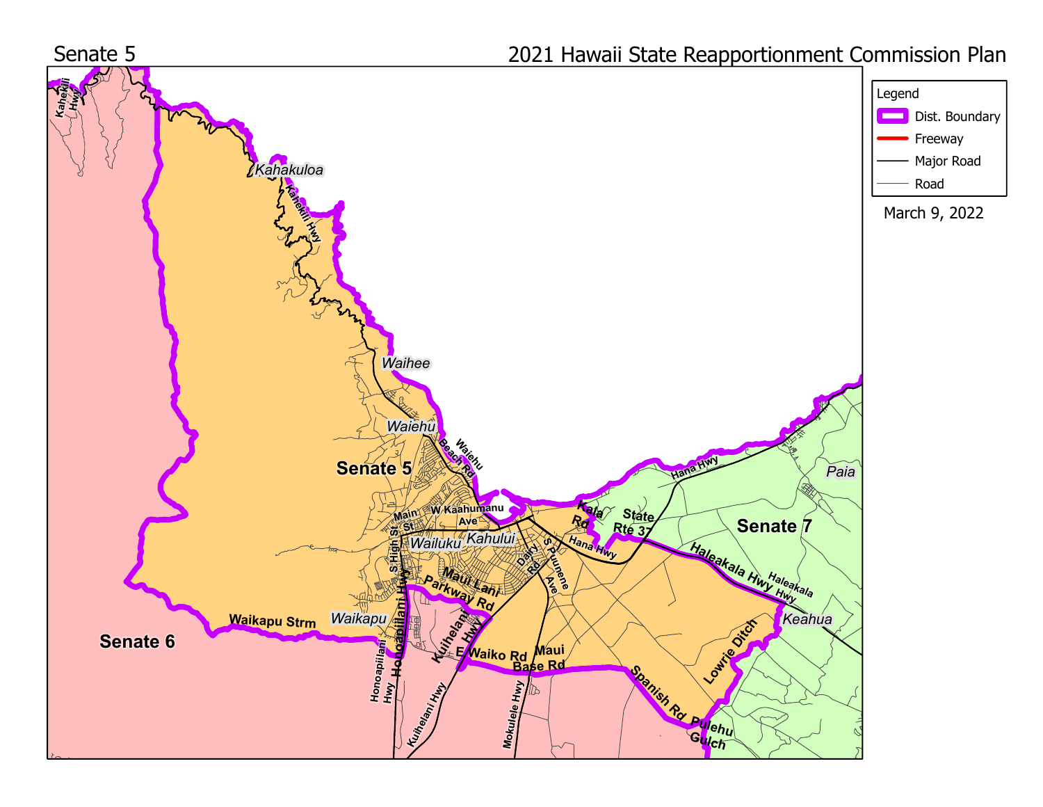# Senate 5

## 2021 Hawaii State Reapportionment Commission Plan

**Legend**

- Dist. Boundary
- Freeway
- Major Road
- Road

March 9, 2022

Senate 5

Senate 6

Senate 7

Kahakuloa

Waihee

Waiehu

Wailuku

Kahului

Waikapu

Paia

Keahua

Kahekili Hwy

Waiehu Beach Rd

W Kaahumanu Ave

Main St

S High St

Honoapiilani Hwy

Maui Lani Parkway Rd

Kuihelani Hwy

E Waiko Rd

Maui Base Rd

Mokulele Hwy

Dairy Rd

S Puunene Ave

Kala Rd

Hana Hwy

State Rte 37

Haleakala Hwy

Lowrie Ditch

Spanish Rd

Pulehu Gulch

Waikapu Strm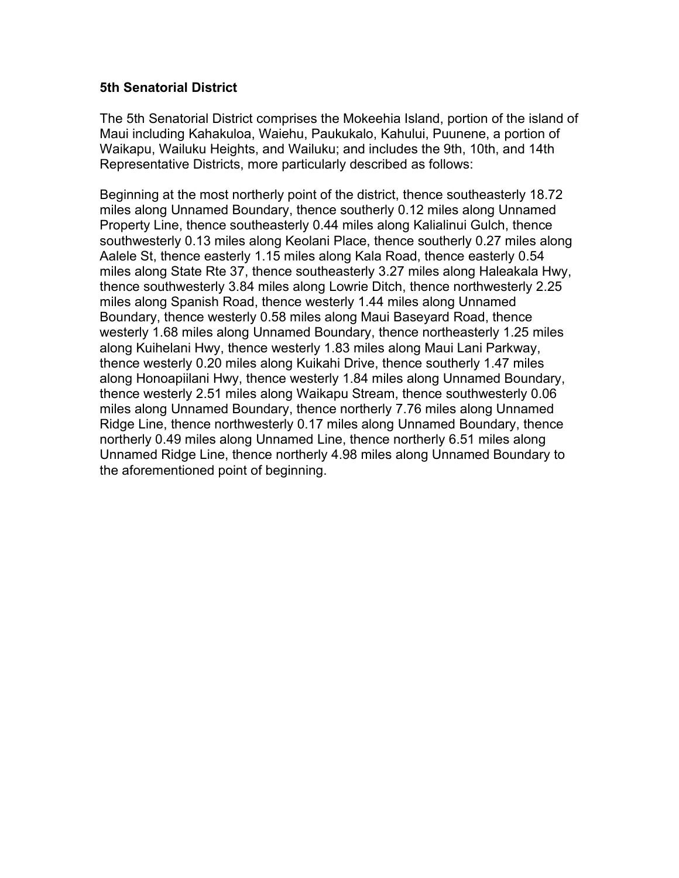**5th Senatorial District**

The 5th Senatorial District comprises the Mokeehia Island, portion of the island of Maui including Kahakuloa, Waiehu, Paukukalo, Kahului, Puunene, a portion of Waikapu, Wailuku Heights, and Wailuku; and includes the 9th, 10th, and 14th Representative Districts, more particularly described as follows:

Beginning at the most northerly point of the district, thence southeasterly 18.72 miles along Unnamed Boundary, thence southerly 0.12 miles along Unnamed Property Line, thence southeasterly 0.44 miles along Kalialinui Gulch, thence southwesterly 0.13 miles along Keolani Place, thence southerly 0.27 miles along Aalele St, thence easterly 1.15 miles along Kala Road, thence easterly 0.54 miles along State Rte 37, thence southeasterly 3.27 miles along Haleakala Hwy, thence southwesterly 3.84 miles along Lowrie Ditch, thence northwesterly 2.25 miles along Spanish Road, thence westerly 1.44 miles along Unnamed Boundary, thence westerly 0.58 miles along Maui Baseyard Road, thence westerly 1.68 miles along Unnamed Boundary, thence northeasterly 1.25 miles along Kuihelani Hwy, thence westerly 1.83 miles along Maui Lani Parkway, thence westerly 0.20 miles along Kuikahi Drive, thence southerly 1.47 miles along Honoapiilani Hwy, thence westerly 1.84 miles along Unnamed Boundary, thence westerly 2.51 miles along Waikapu Stream, thence southwesterly 0.06 miles along Unnamed Boundary, thence northerly 7.76 miles along Unnamed Ridge Line, thence northwesterly 0.17 miles along Unnamed Boundary, thence northerly 0.49 miles along Unnamed Line, thence northerly 6.51 miles along Unnamed Ridge Line, thence northerly 4.98 miles along Unnamed Boundary to the aforementioned point of beginning.